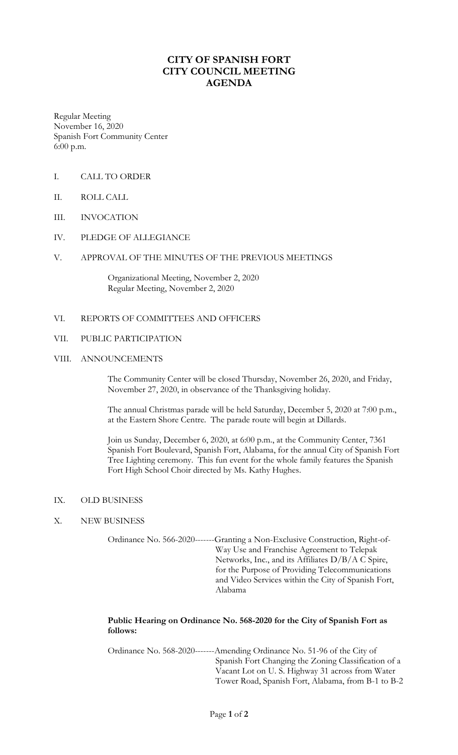# CITY OF SPANISH FORT
# CITY COUNCIL MEETING
# AGENDA

Regular Meeting
November 16, 2020
Spanish Fort Community Center
6:00 p.m.

I. CALL TO ORDER

II. ROLL CALL

III. INVOCATION

IV. PLEDGE OF ALLEGIANCE

V. APPROVAL OF THE MINUTES OF THE PREVIOUS MEETINGS

Organizational Meeting, November 2, 2020
Regular Meeting, November 2, 2020

VI. REPORTS OF COMMITTEES AND OFFICERS

VII. PUBLIC PARTICIPATION

VIII. ANNOUNCEMENTS

The Community Center will be closed Thursday, November 26, 2020, and Friday, November 27, 2020, in observance of the Thanksgiving holiday.

The annual Christmas parade will be held Saturday, December 5, 2020 at 7:00 p.m., at the Eastern Shore Centre. The parade route will begin at Dillards.

Join us Sunday, December 6, 2020, at 6:00 p.m., at the Community Center, 7361 Spanish Fort Boulevard, Spanish Fort, Alabama, for the annual City of Spanish Fort Tree Lighting ceremony. This fun event for the whole family features the Spanish Fort High School Choir directed by Ms. Kathy Hughes.

IX. OLD BUSINESS

X. NEW BUSINESS

Ordinance No. 566-2020-------Granting a Non-Exclusive Construction, Right-of-Way Use and Franchise Agreement to Telepak Networks, Inc., and its Affiliates D/B/A C Spire, for the Purpose of Providing Telecommunications and Video Services within the City of Spanish Fort, Alabama

**Public Hearing on Ordinance No. 568-2020 for the City of Spanish Fort as follows:**

Ordinance No. 568-2020-------Amending Ordinance No. 51-96 of the City of Spanish Fort Changing the Zoning Classification of a Vacant Lot on U. S. Highway 31 across from Water Tower Road, Spanish Fort, Alabama, from B-1 to B-2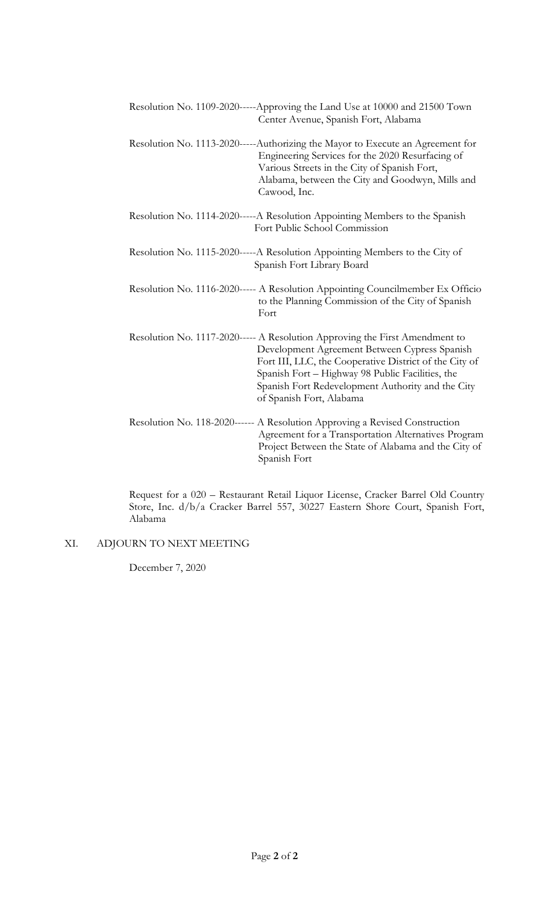Resolution No. 1109-2020-----Approving the Land Use at 10000 and 21500 Town Center Avenue, Spanish Fort, Alabama

Resolution No. 1113-2020-----Authorizing the Mayor to Execute an Agreement for Engineering Services for the 2020 Resurfacing of Various Streets in the City of Spanish Fort, Alabama, between the City and Goodwyn, Mills and Cawood, Inc.

Resolution No. 1114-2020-----A Resolution Appointing Members to the Spanish Fort Public School Commission

Resolution No. 1115-2020-----A Resolution Appointing Members to the City of Spanish Fort Library Board

Resolution No. 1116-2020----- A Resolution Appointing Councilmember Ex Officio to the Planning Commission of the City of Spanish Fort

Resolution No. 1117-2020----- A Resolution Approving the First Amendment to Development Agreement Between Cypress Spanish Fort III, LLC, the Cooperative District of the City of Spanish Fort – Highway 98 Public Facilities, the Spanish Fort Redevelopment Authority and the City of Spanish Fort, Alabama

Resolution No. 118-2020------ A Resolution Approving a Revised Construction Agreement for a Transportation Alternatives Program Project Between the State of Alabama and the City of Spanish Fort

Request for a 020 – Restaurant Retail Liquor License, Cracker Barrel Old Country Store, Inc. d/b/a Cracker Barrel 557, 30227 Eastern Shore Court, Spanish Fort, Alabama

## XI. ADJOURN TO NEXT MEETING

December 7, 2020